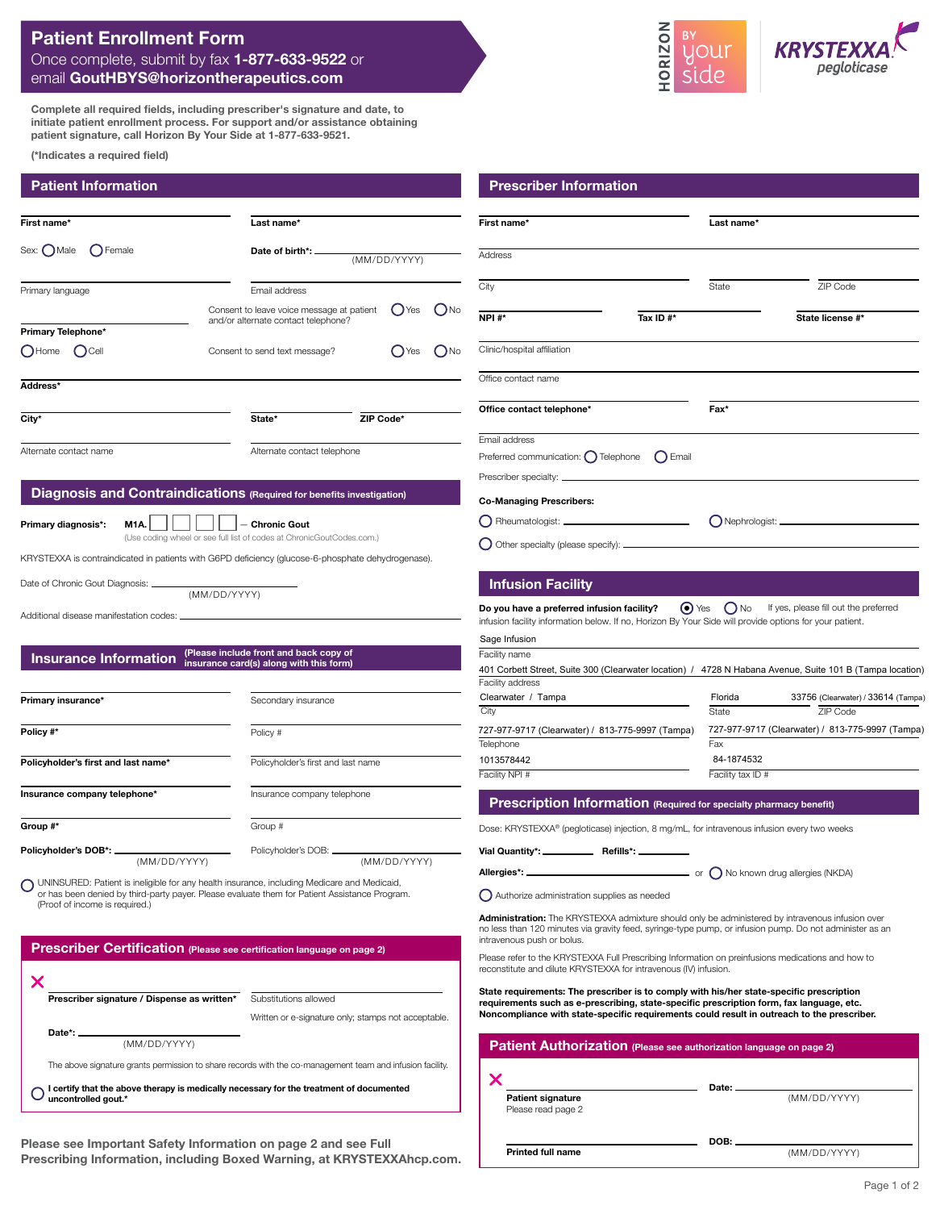# Patient Enrollment Form

Once complete, submit by fax **1-877-633-9522** or email **GoutHBYS@horizontherapeutics.com**

HORIZON BY your side | KRYSTEXXA pegloticase

**Complete all required fields, including prescriber's signature and date, to initiate patient enrollment process. For support and/or assistance obtaining patient signature, call Horizon By Your Side at 1-877-633-9521.**

**(*Indicates a required field)**

## Patient Information

**First name*** ____ **Last name*** ____

Sex: ◯ Male ◯ Female **Date of birth*:** ____ (MM/DD/YYYY)

Primary language ____ Email address ____

Consent to leave voice message at patient and/or alternate contact telephone? ◯ Yes ◯ No

**Primary Telephone*** ____

◯ Home ◯ Cell Consent to send text message? ◯ Yes ◯ No

**Address*** ____

**City*** ____ **State*** ____ **ZIP Code*** ____

Alternate contact name ____ Alternate contact telephone ____

## Diagnosis and Contraindications (Required for benefits investigation)

**Primary diagnosis*:** **M1A.** ☐ ☐ ☐ ☐ — **Chronic Gout**
(Use coding wheel or see full list of codes at ChronicGoutCodes.com.)

KRYSTEXXA is contraindicated in patients with G6PD deficiency (glucose-6-phosphate dehydrogenase).

Date of Chronic Gout Diagnosis: ____ (MM/DD/YYYY)

Additional disease manifestation codes: ____

## Insurance Information (Please include front and back copy of insurance card(s) along with this form)

**Primary insurance*** ____ Secondary insurance ____

**Policy #*** ____ Policy # ____

**Policyholder's first and last name*** ____ Policyholder's first and last name ____

**Insurance company telephone*** ____ Insurance company telephone ____

**Group #*** ____ Group # ____

**Policyholder's DOB*:** ____ (MM/DD/YYYY) Policyholder's DOB: ____ (MM/DD/YYYY)

◯ UNINSURED: Patient is ineligible for any health insurance, including Medicare and Medicaid, or has been denied by third-party payer. Please evaluate them for Patient Assistance Program. (Proof of income is required.)

## Prescriber Certification (Please see certification language on page 2)

✗ **Prescriber signature / Dispense as written*** ____ Substitutions allowed ____

Written or e-signature only; stamps not acceptable.

**Date*:** ____ (MM/DD/YYYY)

The above signature grants permission to share records with the co-management team and infusion facility.

◯ **I certify that the above therapy is medically necessary for the treatment of documented uncontrolled gout.***

**Please see Important Safety Information on page 2 and see Full Prescribing Information, including Boxed Warning, at KRYSTEXXAhcp.com.**

## Prescriber Information

**First name*** ____ **Last name*** ____

Address ____

City ____ State ____ ZIP Code ____

**NPI #*** ____ **Tax ID #*** ____ **State license #*** ____

Clinic/hospital affiliation ____

Office contact name ____

**Office contact telephone*** ____ **Fax*** ____

Email address ____

Preferred communication: ◯ Telephone ◯ Email

Prescriber specialty: ____

**Co-Managing Prescribers:**

◯ Rheumatologist: ____ ◯ Nephrologist: ____

◯ Other specialty (please specify): ____

## Infusion Facility

**Do you have a preferred infusion facility?** ◉ Yes ◯ No If yes, please fill out the preferred infusion facility information below. If no, Horizon By Your Side will provide options for your patient.

Facility name: Sage Infusion

Facility address: 401 Corbett Street, Suite 300 (Clearwater location) / 4728 N Habana Avenue, Suite 101 B (Tampa location)

City: Clearwater / Tampa State: Florida ZIP Code: 33756 (Clearwater) / 33614 (Tampa)

Telephone: 727-977-9717 (Clearwater) / 813-775-9997 (Tampa) Fax: 727-977-9717 (Clearwater) / 813-775-9997 (Tampa)

Facility NPI #: 1013578442 Facility tax ID #: 84-1874532

## Prescription Information (Required for specialty pharmacy benefit)

Dose: KRYSTEXXA® (pegloticase) injection, 8 mg/mL, for intravenous infusion every two weeks

**Vial Quantity*:** ____ **Refills*:** ____

**Allergies*:** ____ or ◯ No known drug allergies (NKDA)

◯ Authorize administration supplies as needed

**Administration:** The KRYSTEXXA admixture should only be administered by intravenous infusion over no less than 120 minutes via gravity feed, syringe-type pump, or infusion pump. Do not administer as an intravenous push or bolus.

Please refer to the KRYSTEXXA Full Prescribing Information on preinfusions medications and how to reconstitute and dilute KRYSTEXXA for intravenous (IV) infusion.

**State requirements: The prescriber is to comply with his/her state-specific prescription requirements such as e-prescribing, state-specific prescription form, fax language, etc. Noncompliance with state-specific requirements could result in outreach to the prescriber.**

## Patient Authorization (Please see authorization language on page 2)

✗ **Patient signature** ____ Please read page 2 **Date:** ____ (MM/DD/YYYY)

**Printed full name** ____ **DOB:** ____ (MM/DD/YYYY)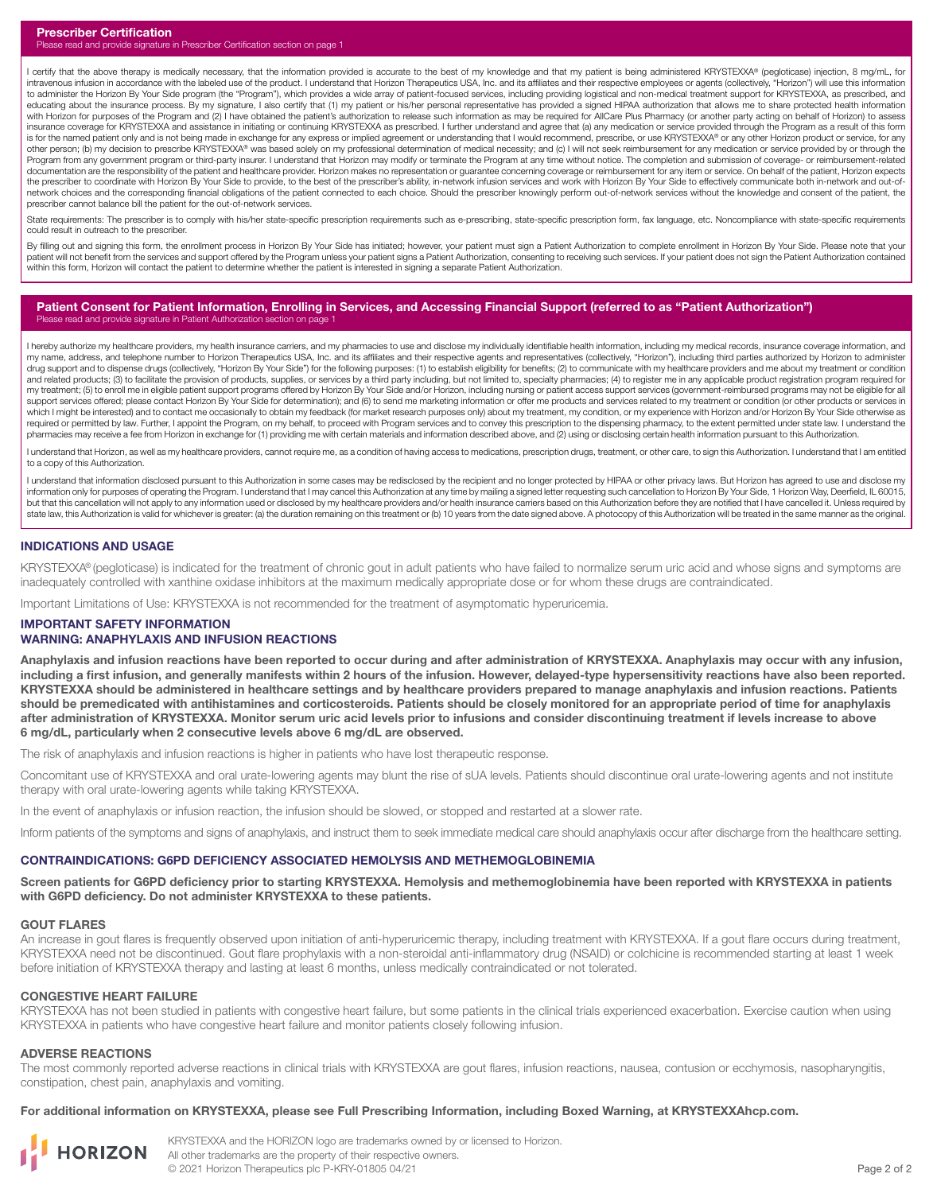## Prescriber Certification

Please read and provide signature in Prescriber Certification section on page 1

I certify that the above therapy is medically necessary, that the information provided is accurate to the best of my knowledge and that my patient is being administered KRYSTEXXA® (pegloticase) injection, 8 mg/mL, for intravenous infusion in accordance with the labeled use of the product. I understand that Horizon Therapeutics USA, Inc. and its affiliates and their respective employees or agents (collectively, "Horizon") will use this information to administer the Horizon By Your Side program (the "Program"), which provides a wide array of patient-focused services, including providing logistical and non-medical treatment support for KRYSTEXXA, as prescribed, and educating about the insurance process. By my signature, I also certify that (1) my patient or his/her personal representative has provided a signed HIPAA authorization that allows me to share protected health information with Horizon for purposes of the Program and (2) I have obtained the patient's authorization to release such information as may be required for AllCare Plus Pharmacy (or another party acting on behalf of Horizon) to assess insurance coverage for KRYSTEXXA and assistance in initiating or continuing KRYSTEXXA as prescribed. I further understand and agree that (a) any medication or service provided through the Program as a result of this form is for the named patient only and is not being made in exchange for any express or implied agreement or understanding that I would recommend, prescribe, or use KRYSTEXXA® or any other Horizon product or service, for any other person; (b) my decision to prescribe KRYSTEXXA® was based solely on my professional determination of medical necessity; and (c) I will not seek reimbursement for any medication or service provided by or through the Program from any government program or third-party insurer. I understand that Horizon may modify or terminate the Program at any time without notice. The completion and submission of coverage- or reimbursement-related documentation are the responsibility of the patient and healthcare provider. Horizon makes no representation or guarantee concerning coverage or reimbursement for any item or service. On behalf of the patient, Horizon expects the prescriber to coordinate with Horizon By Your Side to provide, to the best of the prescriber's ability, in-network infusion services and work with Horizon By Your Side to effectively communicate both in-network and out-of-network choices and the corresponding financial obligations of the patient connected to each choice. Should the prescriber knowingly perform out-of-network services without the knowledge and consent of the patient, the prescriber cannot balance bill the patient for the out-of-network services.

State requirements: The prescriber is to comply with his/her state-specific prescription requirements such as e-prescribing, state-specific prescription form, fax language, etc. Noncompliance with state-specific requirements could result in outreach to the prescriber.

By filling out and signing this form, the enrollment process in Horizon By Your Side has initiated; however, your patient must sign a Patient Authorization to complete enrollment in Horizon By Your Side. Please note that your patient will not benefit from the services and support offered by the Program unless your patient signs a Patient Authorization, consenting to receiving such services. If your patient does not sign the Patient Authorization contained within this form, Horizon will contact the patient to determine whether the patient is interested in signing a separate Patient Authorization.

## Patient Consent for Patient Information, Enrolling in Services, and Accessing Financial Support (referred to as "Patient Authorization")

Please read and provide signature in Patient Authorization section on page 1

I hereby authorize my healthcare providers, my health insurance carriers, and my pharmacies to use and disclose my individually identifiable health information, including my medical records, insurance coverage information, and my name, address, and telephone number to Horizon Therapeutics USA, Inc. and its affiliates and their respective agents and representatives (collectively, "Horizon"), including third parties authorized by Horizon to administer drug support and to dispense drugs (collectively, "Horizon By Your Side") for the following purposes: (1) to establish eligibility for benefits; (2) to communicate with my healthcare providers and me about my treatment or condition and related products; (3) to facilitate the provision of products, supplies, or services by a third party including, but not limited to, specialty pharmacies; (4) to register me in any applicable product registration program required for my treatment; (5) to enroll me in eligible patient support programs offered by Horizon By Your Side and/or Horizon, including nursing or patient access support services (government-reimbursed programs may not be eligible for all support services offered; please contact Horizon By Your Side for determination); and (6) to send me marketing information or offer me products and services related to my treatment or condition (or other products or services in which I might be interested) and to contact me occasionally to obtain my feedback (for market research purposes only) about my treatment, my condition, or my experience with Horizon and/or Horizon By Your Side otherwise as required or permitted by law. Further, I appoint the Program, on my behalf, to proceed with Program services and to convey this prescription to the dispensing pharmacy, to the extent permitted under state law. I understand the pharmacies may receive a fee from Horizon in exchange for (1) providing me with certain materials and information described above, and (2) using or disclosing certain health information pursuant to this Authorization.

I understand that Horizon, as well as my healthcare providers, cannot require me, as a condition of having access to medications, prescription drugs, treatment, or other care, to sign this Authorization. I understand that I am entitled to a copy of this Authorization.

I understand that information disclosed pursuant to this Authorization in some cases may be redisclosed by the recipient and no longer protected by HIPAA or other privacy laws. But Horizon has agreed to use and disclose my information only for purposes of operating the Program. I understand that I may cancel this Authorization at any time by mailing a signed letter requesting such cancellation to Horizon By Your Side, 1 Horizon Way, Deerfield, IL 60015, but that this cancellation will not apply to any information used or disclosed by my healthcare providers and/or health insurance carriers based on this Authorization before they are notified that I have cancelled it. Unless required by state law, this Authorization is valid for whichever is greater: (a) the duration remaining on this treatment or (b) 10 years from the date signed above. A photocopy of this Authorization will be treated in the same manner as the original.

## INDICATIONS AND USAGE

KRYSTEXXA® (pegloticase) is indicated for the treatment of chronic gout in adult patients who have failed to normalize serum uric acid and whose signs and symptoms are inadequately controlled with xanthine oxidase inhibitors at the maximum medically appropriate dose or for whom these drugs are contraindicated.

Important Limitations of Use: KRYSTEXXA is not recommended for the treatment of asymptomatic hyperuricemia.

## IMPORTANT SAFETY INFORMATION
## WARNING: ANAPHYLAXIS AND INFUSION REACTIONS

**Anaphylaxis and infusion reactions have been reported to occur during and after administration of KRYSTEXXA. Anaphylaxis may occur with any infusion, including a first infusion, and generally manifests within 2 hours of the infusion. However, delayed-type hypersensitivity reactions have also been reported. KRYSTEXXA should be administered in healthcare settings and by healthcare providers prepared to manage anaphylaxis and infusion reactions. Patients should be premedicated with antihistamines and corticosteroids. Patients should be closely monitored for an appropriate period of time for anaphylaxis after administration of KRYSTEXXA. Monitor serum uric acid levels prior to infusions and consider discontinuing treatment if levels increase to above 6 mg/dL, particularly when 2 consecutive levels above 6 mg/dL are observed.**

The risk of anaphylaxis and infusion reactions is higher in patients who have lost therapeutic response.

Concomitant use of KRYSTEXXA and oral urate-lowering agents may blunt the rise of sUA levels. Patients should discontinue oral urate-lowering agents and not institute therapy with oral urate-lowering agents while taking KRYSTEXXA.

In the event of anaphylaxis or infusion reaction, the infusion should be slowed, or stopped and restarted at a slower rate.

Inform patients of the symptoms and signs of anaphylaxis, and instruct them to seek immediate medical care should anaphylaxis occur after discharge from the healthcare setting.

## CONTRAINDICATIONS: G6PD DEFICIENCY ASSOCIATED HEMOLYSIS AND METHEMOGLOBINEMIA

**Screen patients for G6PD deficiency prior to starting KRYSTEXXA. Hemolysis and methemoglobinemia have been reported with KRYSTEXXA in patients with G6PD deficiency. Do not administer KRYSTEXXA to these patients.**

### GOUT FLARES

An increase in gout flares is frequently observed upon initiation of anti-hyperuricemic therapy, including treatment with KRYSTEXXA. If a gout flare occurs during treatment, KRYSTEXXA need not be discontinued. Gout flare prophylaxis with a non-steroidal anti-inflammatory drug (NSAID) or colchicine is recommended starting at least 1 week before initiation of KRYSTEXXA therapy and lasting at least 6 months, unless medically contraindicated or not tolerated.

### CONGESTIVE HEART FAILURE

KRYSTEXXA has not been studied in patients with congestive heart failure, but some patients in the clinical trials experienced exacerbation. Exercise caution when using KRYSTEXXA in patients who have congestive heart failure and monitor patients closely following infusion.

### ADVERSE REACTIONS

The most commonly reported adverse reactions in clinical trials with KRYSTEXXA are gout flares, infusion reactions, nausea, contusion or ecchymosis, nasopharyngitis, constipation, chest pain, anaphylaxis and vomiting.

**For additional information on KRYSTEXXA, please see Full Prescribing Information, including Boxed Warning, at KRYSTEXXAhcp.com.**

HORIZON

KRYSTEXXA and the HORIZON logo are trademarks owned by or licensed to Horizon.
All other trademarks are the property of their respective owners.
© 2021 Horizon Therapeutics plc P-KRY-01805 04/21